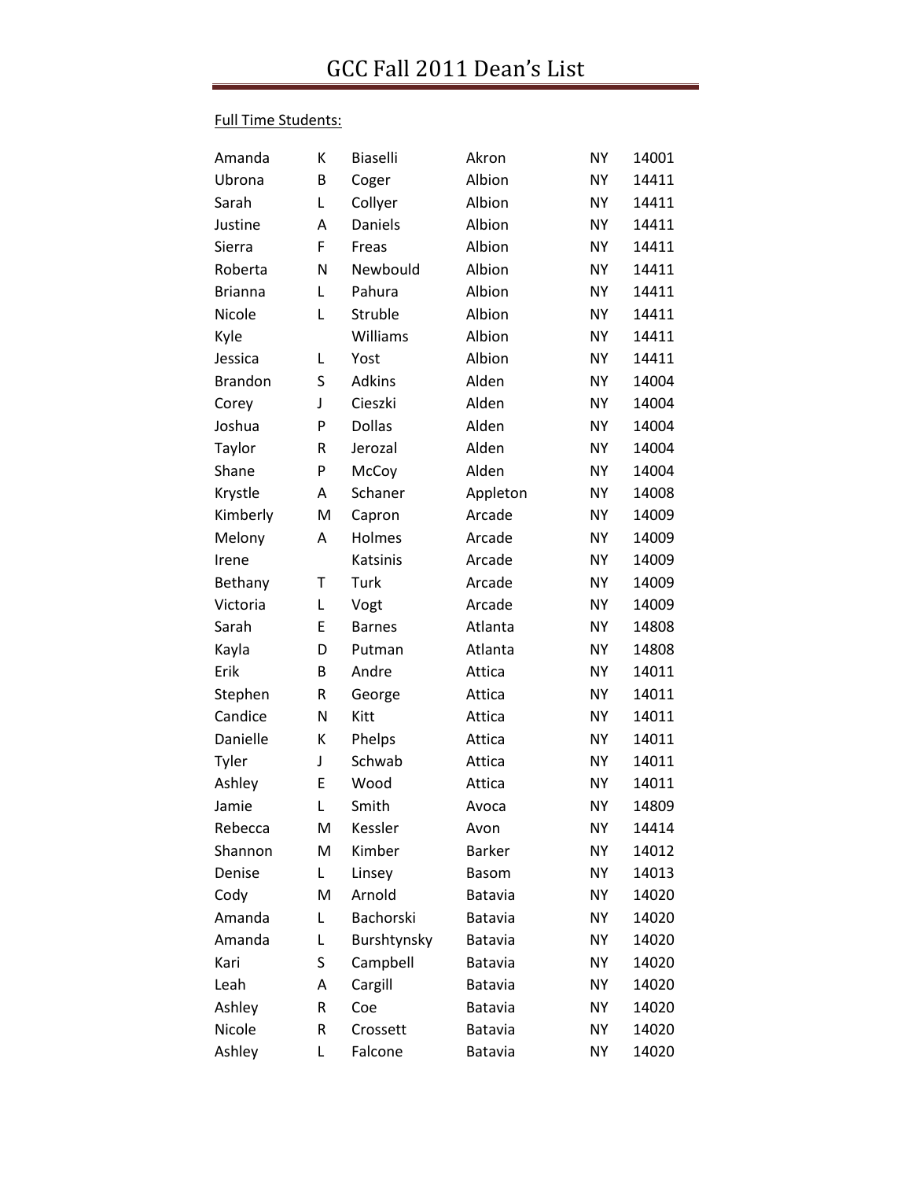# GCC Fall 2011 Dean's List

Full Time Students:

| | | | | | |
|---|---|---|---|---|---|
| Amanda | K | Biaselli | Akron | NY | 14001 |
| Ubrona | B | Coger | Albion | NY | 14411 |
| Sarah | L | Collyer | Albion | NY | 14411 |
| Justine | A | Daniels | Albion | NY | 14411 |
| Sierra | F | Freas | Albion | NY | 14411 |
| Roberta | N | Newbould | Albion | NY | 14411 |
| Brianna | L | Pahura | Albion | NY | 14411 |
| Nicole | L | Struble | Albion | NY | 14411 |
| Kyle | | Williams | Albion | NY | 14411 |
| Jessica | L | Yost | Albion | NY | 14411 |
| Brandon | S | Adkins | Alden | NY | 14004 |
| Corey | J | Cieszki | Alden | NY | 14004 |
| Joshua | P | Dollas | Alden | NY | 14004 |
| Taylor | R | Jerozal | Alden | NY | 14004 |
| Shane | P | McCoy | Alden | NY | 14004 |
| Krystle | A | Schaner | Appleton | NY | 14008 |
| Kimberly | M | Capron | Arcade | NY | 14009 |
| Melony | A | Holmes | Arcade | NY | 14009 |
| Irene | | Katsinis | Arcade | NY | 14009 |
| Bethany | T | Turk | Arcade | NY | 14009 |
| Victoria | L | Vogt | Arcade | NY | 14009 |
| Sarah | E | Barnes | Atlanta | NY | 14808 |
| Kayla | D | Putman | Atlanta | NY | 14808 |
| Erik | B | Andre | Attica | NY | 14011 |
| Stephen | R | George | Attica | NY | 14011 |
| Candice | N | Kitt | Attica | NY | 14011 |
| Danielle | K | Phelps | Attica | NY | 14011 |
| Tyler | J | Schwab | Attica | NY | 14011 |
| Ashley | E | Wood | Attica | NY | 14011 |
| Jamie | L | Smith | Avoca | NY | 14809 |
| Rebecca | M | Kessler | Avon | NY | 14414 |
| Shannon | M | Kimber | Barker | NY | 14012 |
| Denise | L | Linsey | Basom | NY | 14013 |
| Cody | M | Arnold | Batavia | NY | 14020 |
| Amanda | L | Bachorski | Batavia | NY | 14020 |
| Amanda | L | Burshtynsky | Batavia | NY | 14020 |
| Kari | S | Campbell | Batavia | NY | 14020 |
| Leah | A | Cargill | Batavia | NY | 14020 |
| Ashley | R | Coe | Batavia | NY | 14020 |
| Nicole | R | Crossett | Batavia | NY | 14020 |
| Ashley | L | Falcone | Batavia | NY | 14020 |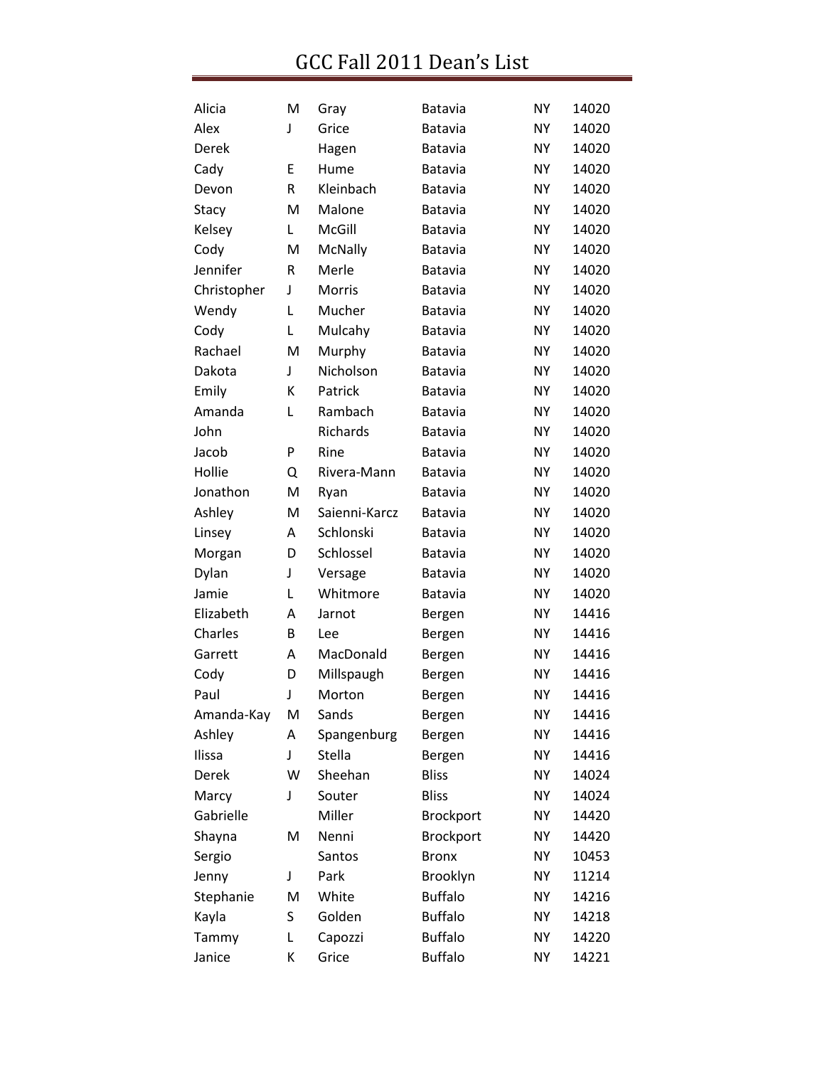# GCC Fall 2011 Dean's List

| | | | | | |
|---|---|---|---|---|---|
| Alicia | M | Gray | Batavia | NY | 14020 |
| Alex | J | Grice | Batavia | NY | 14020 |
| Derek | | Hagen | Batavia | NY | 14020 |
| Cady | E | Hume | Batavia | NY | 14020 |
| Devon | R | Kleinbach | Batavia | NY | 14020 |
| Stacy | M | Malone | Batavia | NY | 14020 |
| Kelsey | L | McGill | Batavia | NY | 14020 |
| Cody | M | McNally | Batavia | NY | 14020 |
| Jennifer | R | Merle | Batavia | NY | 14020 |
| Christopher | J | Morris | Batavia | NY | 14020 |
| Wendy | L | Mucher | Batavia | NY | 14020 |
| Cody | L | Mulcahy | Batavia | NY | 14020 |
| Rachael | M | Murphy | Batavia | NY | 14020 |
| Dakota | J | Nicholson | Batavia | NY | 14020 |
| Emily | K | Patrick | Batavia | NY | 14020 |
| Amanda | L | Rambach | Batavia | NY | 14020 |
| John | | Richards | Batavia | NY | 14020 |
| Jacob | P | Rine | Batavia | NY | 14020 |
| Hollie | Q | Rivera-Mann | Batavia | NY | 14020 |
| Jonathon | M | Ryan | Batavia | NY | 14020 |
| Ashley | M | Saienni-Karcz | Batavia | NY | 14020 |
| Linsey | A | Schlonski | Batavia | NY | 14020 |
| Morgan | D | Schlossel | Batavia | NY | 14020 |
| Dylan | J | Versage | Batavia | NY | 14020 |
| Jamie | L | Whitmore | Batavia | NY | 14020 |
| Elizabeth | A | Jarnot | Bergen | NY | 14416 |
| Charles | B | Lee | Bergen | NY | 14416 |
| Garrett | A | MacDonald | Bergen | NY | 14416 |
| Cody | D | Millspaugh | Bergen | NY | 14416 |
| Paul | J | Morton | Bergen | NY | 14416 |
| Amanda-Kay | M | Sands | Bergen | NY | 14416 |
| Ashley | A | Spangenburg | Bergen | NY | 14416 |
| Ilissa | J | Stella | Bergen | NY | 14416 |
| Derek | W | Sheehan | Bliss | NY | 14024 |
| Marcy | J | Souter | Bliss | NY | 14024 |
| Gabrielle | | Miller | Brockport | NY | 14420 |
| Shayna | M | Nenni | Brockport | NY | 14420 |
| Sergio | | Santos | Bronx | NY | 10453 |
| Jenny | J | Park | Brooklyn | NY | 11214 |
| Stephanie | M | White | Buffalo | NY | 14216 |
| Kayla | S | Golden | Buffalo | NY | 14218 |
| Tammy | L | Capozzi | Buffalo | NY | 14220 |
| Janice | K | Grice | Buffalo | NY | 14221 |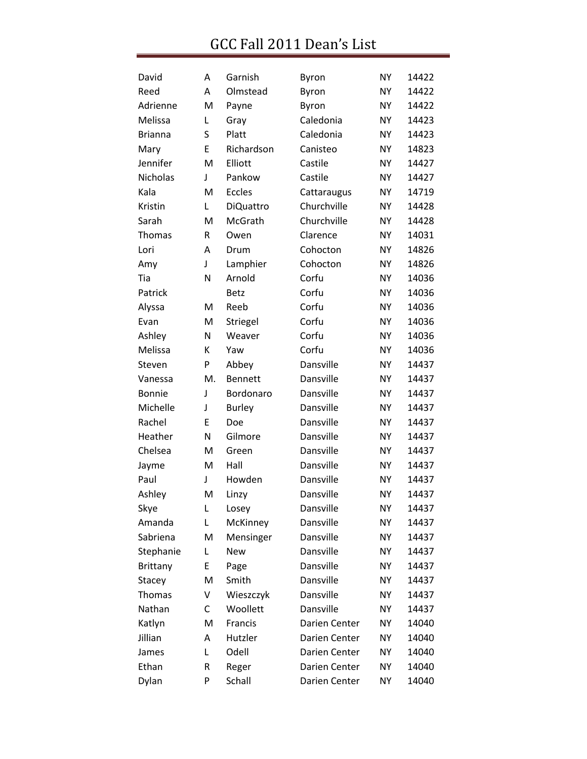# GCC Fall 2011 Dean's List

| | | | | | |
|---|---|---|---|---|---|
| David | A | Garnish | Byron | NY | 14422 |
| Reed | A | Olmstead | Byron | NY | 14422 |
| Adrienne | M | Payne | Byron | NY | 14422 |
| Melissa | L | Gray | Caledonia | NY | 14423 |
| Brianna | S | Platt | Caledonia | NY | 14423 |
| Mary | E | Richardson | Canisteo | NY | 14823 |
| Jennifer | M | Elliott | Castile | NY | 14427 |
| Nicholas | J | Pankow | Castile | NY | 14427 |
| Kala | M | Eccles | Cattaraugus | NY | 14719 |
| Kristin | L | DiQuattro | Churchville | NY | 14428 |
| Sarah | M | McGrath | Churchville | NY | 14428 |
| Thomas | R | Owen | Clarence | NY | 14031 |
| Lori | A | Drum | Cohocton | NY | 14826 |
| Amy | J | Lamphier | Cohocton | NY | 14826 |
| Tia | N | Arnold | Corfu | NY | 14036 |
| Patrick | | Betz | Corfu | NY | 14036 |
| Alyssa | M | Reeb | Corfu | NY | 14036 |
| Evan | M | Striegel | Corfu | NY | 14036 |
| Ashley | N | Weaver | Corfu | NY | 14036 |
| Melissa | K | Yaw | Corfu | NY | 14036 |
| Steven | P | Abbey | Dansville | NY | 14437 |
| Vanessa | M. | Bennett | Dansville | NY | 14437 |
| Bonnie | J | Bordonaro | Dansville | NY | 14437 |
| Michelle | J | Burley | Dansville | NY | 14437 |
| Rachel | E | Doe | Dansville | NY | 14437 |
| Heather | N | Gilmore | Dansville | NY | 14437 |
| Chelsea | M | Green | Dansville | NY | 14437 |
| Jayme | M | Hall | Dansville | NY | 14437 |
| Paul | J | Howden | Dansville | NY | 14437 |
| Ashley | M | Linzy | Dansville | NY | 14437 |
| Skye | L | Losey | Dansville | NY | 14437 |
| Amanda | L | McKinney | Dansville | NY | 14437 |
| Sabriena | M | Mensinger | Dansville | NY | 14437 |
| Stephanie | L | New | Dansville | NY | 14437 |
| Brittany | E | Page | Dansville | NY | 14437 |
| Stacey | M | Smith | Dansville | NY | 14437 |
| Thomas | V | Wieszczyk | Dansville | NY | 14437 |
| Nathan | C | Woollett | Dansville | NY | 14437 |
| Katlyn | M | Francis | Darien Center | NY | 14040 |
| Jillian | A | Hutzler | Darien Center | NY | 14040 |
| James | L | Odell | Darien Center | NY | 14040 |
| Ethan | R | Reger | Darien Center | NY | 14040 |
| Dylan | P | Schall | Darien Center | NY | 14040 |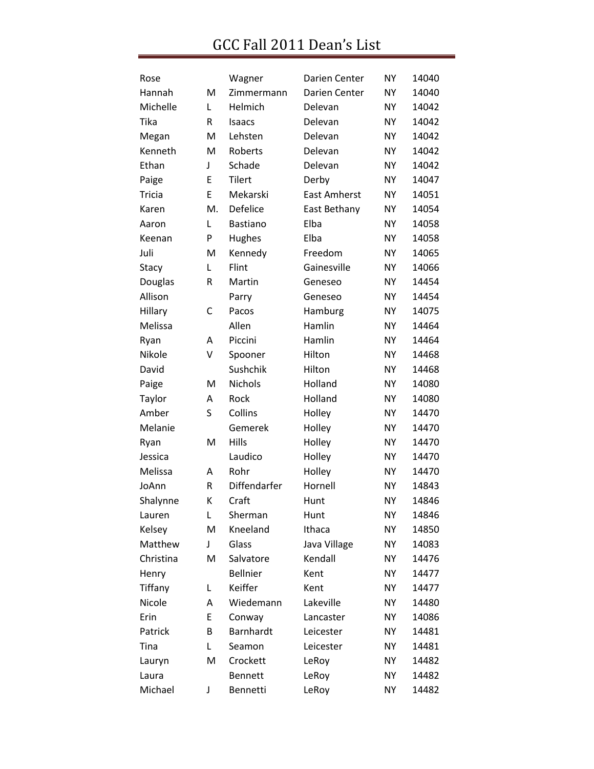# GCC Fall 2011 Dean's List

| | | | | | |
|---|---|---|---|---|---|
| Rose | | Wagner | Darien Center | NY | 14040 |
| Hannah | M | Zimmermann | Darien Center | NY | 14040 |
| Michelle | L | Helmich | Delevan | NY | 14042 |
| Tika | R | Isaacs | Delevan | NY | 14042 |
| Megan | M | Lehsten | Delevan | NY | 14042 |
| Kenneth | M | Roberts | Delevan | NY | 14042 |
| Ethan | J | Schade | Delevan | NY | 14042 |
| Paige | E | Tilert | Derby | NY | 14047 |
| Tricia | E | Mekarski | East Amherst | NY | 14051 |
| Karen | M. | Defelice | East Bethany | NY | 14054 |
| Aaron | L | Bastiano | Elba | NY | 14058 |
| Keenan | P | Hughes | Elba | NY | 14058 |
| Juli | M | Kennedy | Freedom | NY | 14065 |
| Stacy | L | Flint | Gainesville | NY | 14066 |
| Douglas | R | Martin | Geneseo | NY | 14454 |
| Allison | | Parry | Geneseo | NY | 14454 |
| Hillary | C | Pacos | Hamburg | NY | 14075 |
| Melissa | | Allen | Hamlin | NY | 14464 |
| Ryan | A | Piccini | Hamlin | NY | 14464 |
| Nikole | V | Spooner | Hilton | NY | 14468 |
| David | | Sushchik | Hilton | NY | 14468 |
| Paige | M | Nichols | Holland | NY | 14080 |
| Taylor | A | Rock | Holland | NY | 14080 |
| Amber | S | Collins | Holley | NY | 14470 |
| Melanie | | Gemerek | Holley | NY | 14470 |
| Ryan | M | Hills | Holley | NY | 14470 |
| Jessica | | Laudico | Holley | NY | 14470 |
| Melissa | A | Rohr | Holley | NY | 14470 |
| JoAnn | R | Diffendarfer | Hornell | NY | 14843 |
| Shalynne | K | Craft | Hunt | NY | 14846 |
| Lauren | L | Sherman | Hunt | NY | 14846 |
| Kelsey | M | Kneeland | Ithaca | NY | 14850 |
| Matthew | J | Glass | Java Village | NY | 14083 |
| Christina | M | Salvatore | Kendall | NY | 14476 |
| Henry | | Bellnier | Kent | NY | 14477 |
| Tiffany | L | Keiffer | Kent | NY | 14477 |
| Nicole | A | Wiedemann | Lakeville | NY | 14480 |
| Erin | E | Conway | Lancaster | NY | 14086 |
| Patrick | B | Barnhardt | Leicester | NY | 14481 |
| Tina | L | Seamon | Leicester | NY | 14481 |
| Lauryn | M | Crockett | LeRoy | NY | 14482 |
| Laura | | Bennett | LeRoy | NY | 14482 |
| Michael | J | Bennetti | LeRoy | NY | 14482 |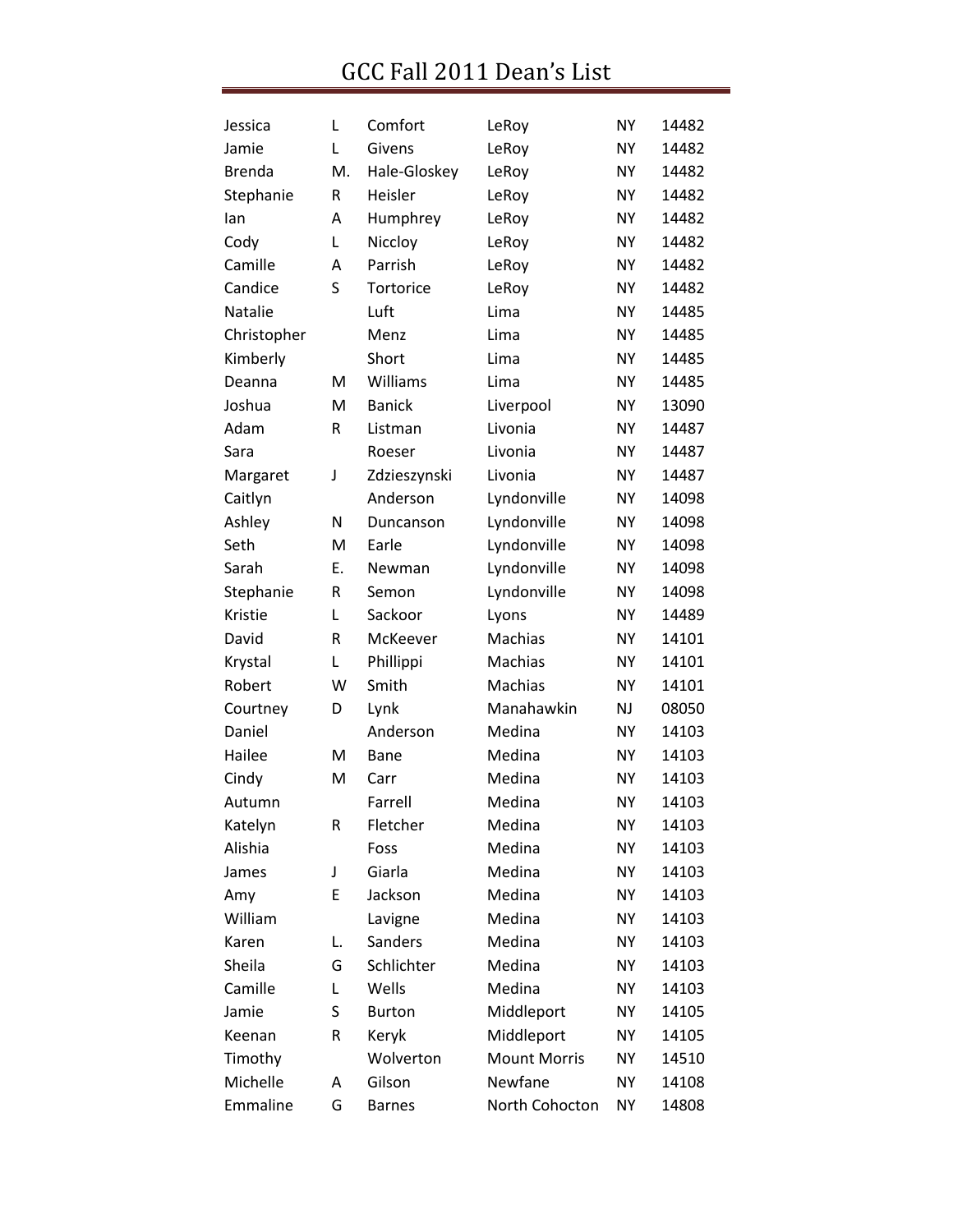# GCC Fall 2011 Dean's List

| | | | | | |
|---|---|---|---|---|---|
| Jessica | L | Comfort | LeRoy | NY | 14482 |
| Jamie | L | Givens | LeRoy | NY | 14482 |
| Brenda | M. | Hale-Gloskey | LeRoy | NY | 14482 |
| Stephanie | R | Heisler | LeRoy | NY | 14482 |
| Ian | A | Humphrey | LeRoy | NY | 14482 |
| Cody | L | Niccloy | LeRoy | NY | 14482 |
| Camille | A | Parrish | LeRoy | NY | 14482 |
| Candice | S | Tortorice | LeRoy | NY | 14482 |
| Natalie | | Luft | Lima | NY | 14485 |
| Christopher | | Menz | Lima | NY | 14485 |
| Kimberly | | Short | Lima | NY | 14485 |
| Deanna | M | Williams | Lima | NY | 14485 |
| Joshua | M | Banick | Liverpool | NY | 13090 |
| Adam | R | Listman | Livonia | NY | 14487 |
| Sara | | Roeser | Livonia | NY | 14487 |
| Margaret | J | Zdzieszynski | Livonia | NY | 14487 |
| Caitlyn | | Anderson | Lyndonville | NY | 14098 |
| Ashley | N | Duncanson | Lyndonville | NY | 14098 |
| Seth | M | Earle | Lyndonville | NY | 14098 |
| Sarah | E. | Newman | Lyndonville | NY | 14098 |
| Stephanie | R | Semon | Lyndonville | NY | 14098 |
| Kristie | L | Sackoor | Lyons | NY | 14489 |
| David | R | McKeever | Machias | NY | 14101 |
| Krystal | L | Phillippi | Machias | NY | 14101 |
| Robert | W | Smith | Machias | NY | 14101 |
| Courtney | D | Lynk | Manahawkin | NJ | 08050 |
| Daniel | | Anderson | Medina | NY | 14103 |
| Hailee | M | Bane | Medina | NY | 14103 |
| Cindy | M | Carr | Medina | NY | 14103 |
| Autumn | | Farrell | Medina | NY | 14103 |
| Katelyn | R | Fletcher | Medina | NY | 14103 |
| Alishia | | Foss | Medina | NY | 14103 |
| James | J | Giarla | Medina | NY | 14103 |
| Amy | E | Jackson | Medina | NY | 14103 |
| William | | Lavigne | Medina | NY | 14103 |
| Karen | L. | Sanders | Medina | NY | 14103 |
| Sheila | G | Schlichter | Medina | NY | 14103 |
| Camille | L | Wells | Medina | NY | 14103 |
| Jamie | S | Burton | Middleport | NY | 14105 |
| Keenan | R | Keryk | Middleport | NY | 14105 |
| Timothy | | Wolverton | Mount Morris | NY | 14510 |
| Michelle | A | Gilson | Newfane | NY | 14108 |
| Emmaline | G | Barnes | North Cohocton | NY | 14808 |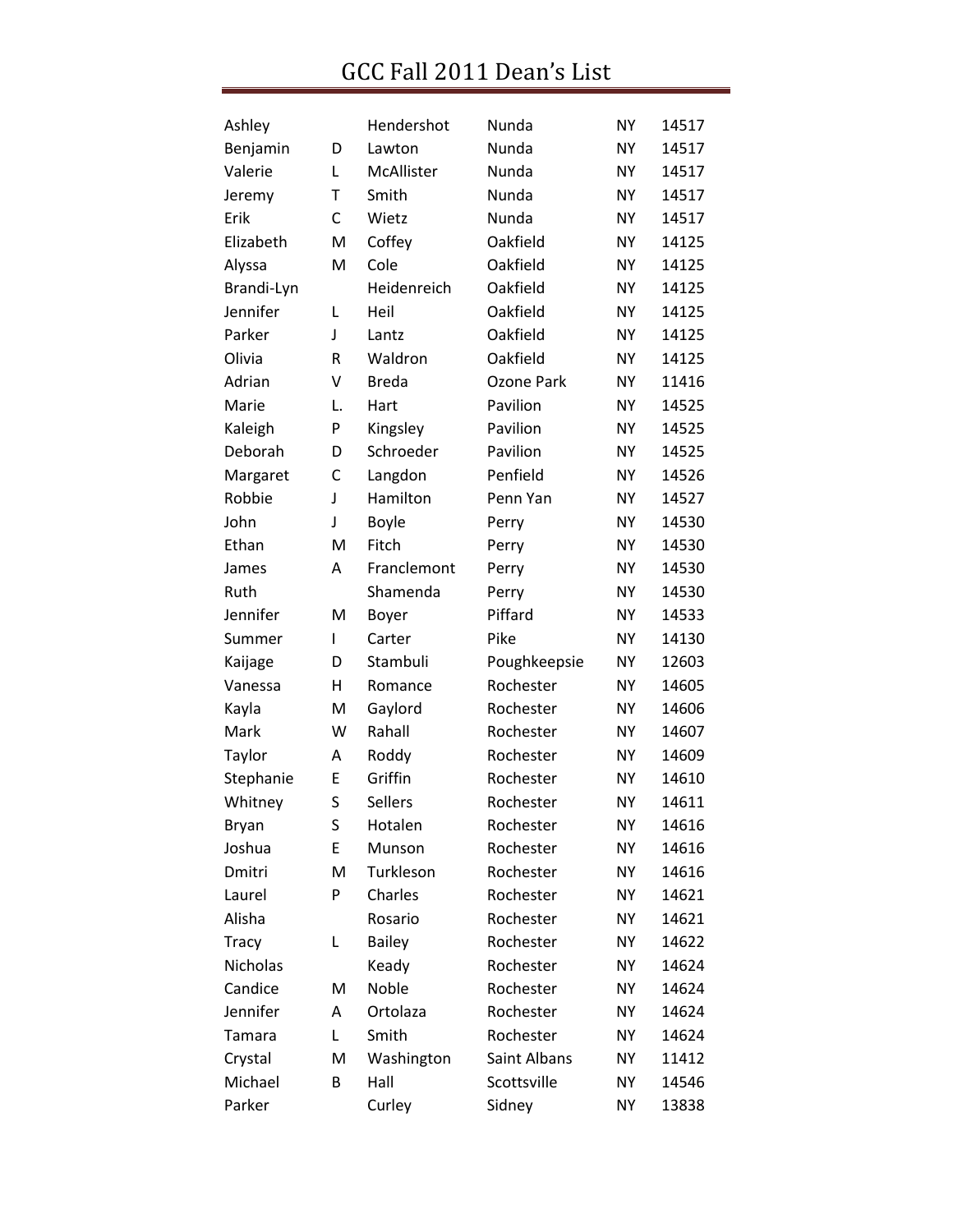# GCC Fall 2011 Dean's List

| | | | | | |
|---|---|---|---|---|---|
| Ashley | | Hendershot | Nunda | NY | 14517 |
| Benjamin | D | Lawton | Nunda | NY | 14517 |
| Valerie | L | McAllister | Nunda | NY | 14517 |
| Jeremy | T | Smith | Nunda | NY | 14517 |
| Erik | C | Wietz | Nunda | NY | 14517 |
| Elizabeth | M | Coffey | Oakfield | NY | 14125 |
| Alyssa | M | Cole | Oakfield | NY | 14125 |
| Brandi-Lyn | | Heidenreich | Oakfield | NY | 14125 |
| Jennifer | L | Heil | Oakfield | NY | 14125 |
| Parker | J | Lantz | Oakfield | NY | 14125 |
| Olivia | R | Waldron | Oakfield | NY | 14125 |
| Adrian | V | Breda | Ozone Park | NY | 11416 |
| Marie | L. | Hart | Pavilion | NY | 14525 |
| Kaleigh | P | Kingsley | Pavilion | NY | 14525 |
| Deborah | D | Schroeder | Pavilion | NY | 14525 |
| Margaret | C | Langdon | Penfield | NY | 14526 |
| Robbie | J | Hamilton | Penn Yan | NY | 14527 |
| John | J | Boyle | Perry | NY | 14530 |
| Ethan | M | Fitch | Perry | NY | 14530 |
| James | A | Franclemont | Perry | NY | 14530 |
| Ruth | | Shamenda | Perry | NY | 14530 |
| Jennifer | M | Boyer | Piffard | NY | 14533 |
| Summer | I | Carter | Pike | NY | 14130 |
| Kaijage | D | Stambuli | Poughkeepsie | NY | 12603 |
| Vanessa | H | Romance | Rochester | NY | 14605 |
| Kayla | M | Gaylord | Rochester | NY | 14606 |
| Mark | W | Rahall | Rochester | NY | 14607 |
| Taylor | A | Roddy | Rochester | NY | 14609 |
| Stephanie | E | Griffin | Rochester | NY | 14610 |
| Whitney | S | Sellers | Rochester | NY | 14611 |
| Bryan | S | Hotalen | Rochester | NY | 14616 |
| Joshua | E | Munson | Rochester | NY | 14616 |
| Dmitri | M | Turkleson | Rochester | NY | 14616 |
| Laurel | P | Charles | Rochester | NY | 14621 |
| Alisha | | Rosario | Rochester | NY | 14621 |
| Tracy | L | Bailey | Rochester | NY | 14622 |
| Nicholas | | Keady | Rochester | NY | 14624 |
| Candice | M | Noble | Rochester | NY | 14624 |
| Jennifer | A | Ortolaza | Rochester | NY | 14624 |
| Tamara | L | Smith | Rochester | NY | 14624 |
| Crystal | M | Washington | Saint Albans | NY | 11412 |
| Michael | B | Hall | Scottsville | NY | 14546 |
| Parker | | Curley | Sidney | NY | 13838 |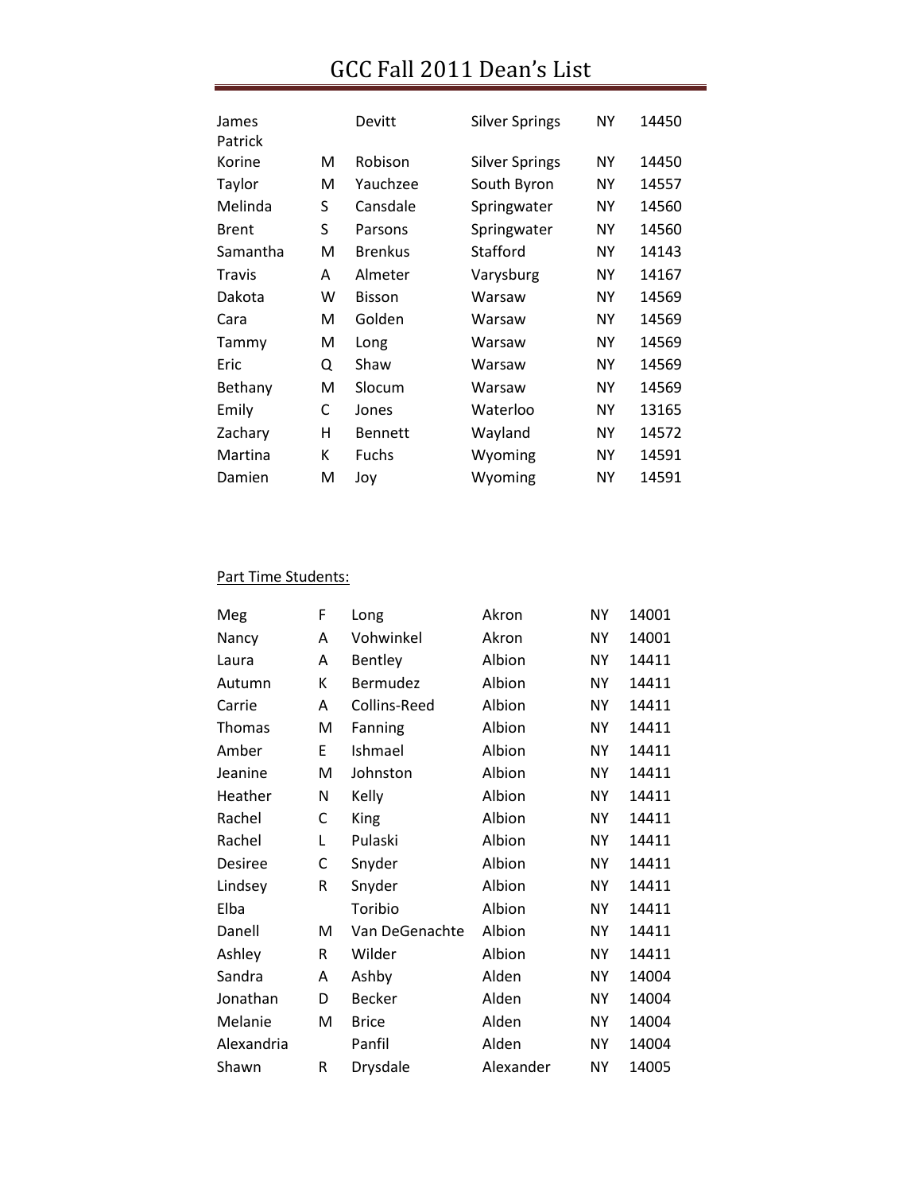# GCC Fall 2011 Dean's List

| | | | | | |
|---|---|---|---|---|---|
| James Patrick | | Devitt | Silver Springs | NY | 14450 |
| Korine | M | Robison | Silver Springs | NY | 14450 |
| Taylor | M | Yauchzee | South Byron | NY | 14557 |
| Melinda | S | Cansdale | Springwater | NY | 14560 |
| Brent | S | Parsons | Springwater | NY | 14560 |
| Samantha | M | Brenkus | Stafford | NY | 14143 |
| Travis | A | Almeter | Varysburg | NY | 14167 |
| Dakota | W | Bisson | Warsaw | NY | 14569 |
| Cara | M | Golden | Warsaw | NY | 14569 |
| Tammy | M | Long | Warsaw | NY | 14569 |
| Eric | Q | Shaw | Warsaw | NY | 14569 |
| Bethany | M | Slocum | Warsaw | NY | 14569 |
| Emily | C | Jones | Waterloo | NY | 13165 |
| Zachary | H | Bennett | Wayland | NY | 14572 |
| Martina | K | Fuchs | Wyoming | NY | 14591 |
| Damien | M | Joy | Wyoming | NY | 14591 |

Part Time Students:

| | | | | | |
|---|---|---|---|---|---|
| Meg | F | Long | Akron | NY | 14001 |
| Nancy | A | Vohwinkel | Akron | NY | 14001 |
| Laura | A | Bentley | Albion | NY | 14411 |
| Autumn | K | Bermudez | Albion | NY | 14411 |
| Carrie | A | Collins-Reed | Albion | NY | 14411 |
| Thomas | M | Fanning | Albion | NY | 14411 |
| Amber | E | Ishmael | Albion | NY | 14411 |
| Jeanine | M | Johnston | Albion | NY | 14411 |
| Heather | N | Kelly | Albion | NY | 14411 |
| Rachel | C | King | Albion | NY | 14411 |
| Rachel | L | Pulaski | Albion | NY | 14411 |
| Desiree | C | Snyder | Albion | NY | 14411 |
| Lindsey | R | Snyder | Albion | NY | 14411 |
| Elba | | Toribio | Albion | NY | 14411 |
| Danell | M | Van DeGenachte | Albion | NY | 14411 |
| Ashley | R | Wilder | Albion | NY | 14411 |
| Sandra | A | Ashby | Alden | NY | 14004 |
| Jonathan | D | Becker | Alden | NY | 14004 |
| Melanie | M | Brice | Alden | NY | 14004 |
| Alexandria | | Panfil | Alden | NY | 14004 |
| Shawn | R | Drysdale | Alexander | NY | 14005 |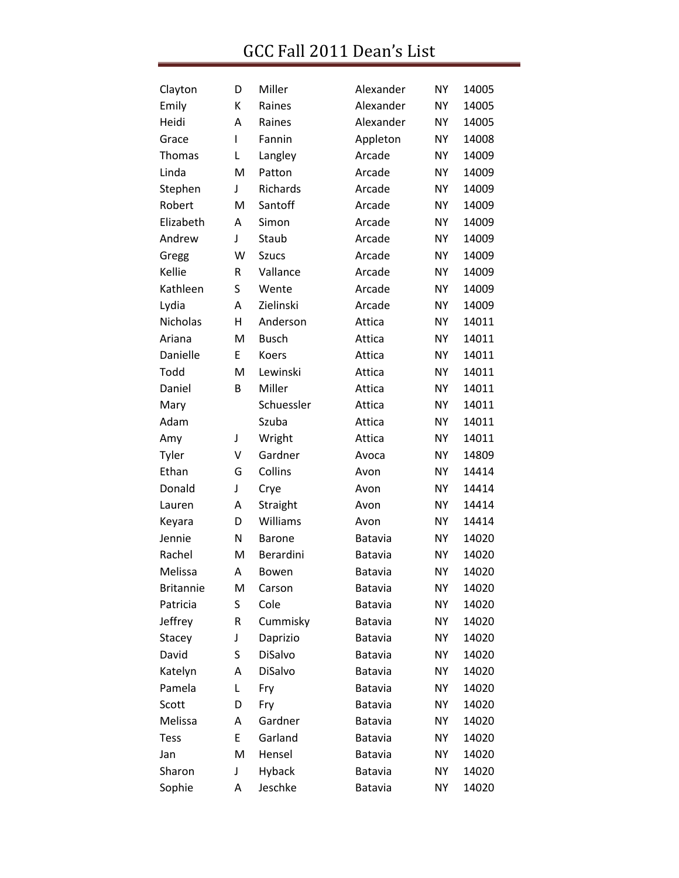# GCC Fall 2011 Dean's List

| | | | | | |
|---|---|---|---|---|---|
| Clayton | D | Miller | Alexander | NY | 14005 |
| Emily | K | Raines | Alexander | NY | 14005 |
| Heidi | A | Raines | Alexander | NY | 14005 |
| Grace | I | Fannin | Appleton | NY | 14008 |
| Thomas | L | Langley | Arcade | NY | 14009 |
| Linda | M | Patton | Arcade | NY | 14009 |
| Stephen | J | Richards | Arcade | NY | 14009 |
| Robert | M | Santoff | Arcade | NY | 14009 |
| Elizabeth | A | Simon | Arcade | NY | 14009 |
| Andrew | J | Staub | Arcade | NY | 14009 |
| Gregg | W | Szucs | Arcade | NY | 14009 |
| Kellie | R | Vallance | Arcade | NY | 14009 |
| Kathleen | S | Wente | Arcade | NY | 14009 |
| Lydia | A | Zielinski | Arcade | NY | 14009 |
| Nicholas | H | Anderson | Attica | NY | 14011 |
| Ariana | M | Busch | Attica | NY | 14011 |
| Danielle | E | Koers | Attica | NY | 14011 |
| Todd | M | Lewinski | Attica | NY | 14011 |
| Daniel | B | Miller | Attica | NY | 14011 |
| Mary | | Schuessler | Attica | NY | 14011 |
| Adam | | Szuba | Attica | NY | 14011 |
| Amy | J | Wright | Attica | NY | 14011 |
| Tyler | V | Gardner | Avoca | NY | 14809 |
| Ethan | G | Collins | Avon | NY | 14414 |
| Donald | J | Crye | Avon | NY | 14414 |
| Lauren | A | Straight | Avon | NY | 14414 |
| Keyara | D | Williams | Avon | NY | 14414 |
| Jennie | N | Barone | Batavia | NY | 14020 |
| Rachel | M | Berardini | Batavia | NY | 14020 |
| Melissa | A | Bowen | Batavia | NY | 14020 |
| Britannie | M | Carson | Batavia | NY | 14020 |
| Patricia | S | Cole | Batavia | NY | 14020 |
| Jeffrey | R | Cummisky | Batavia | NY | 14020 |
| Stacey | J | Daprizio | Batavia | NY | 14020 |
| David | S | DiSalvo | Batavia | NY | 14020 |
| Katelyn | A | DiSalvo | Batavia | NY | 14020 |
| Pamela | L | Fry | Batavia | NY | 14020 |
| Scott | D | Fry | Batavia | NY | 14020 |
| Melissa | A | Gardner | Batavia | NY | 14020 |
| Tess | E | Garland | Batavia | NY | 14020 |
| Jan | M | Hensel | Batavia | NY | 14020 |
| Sharon | J | Hyback | Batavia | NY | 14020 |
| Sophie | A | Jeschke | Batavia | NY | 14020 |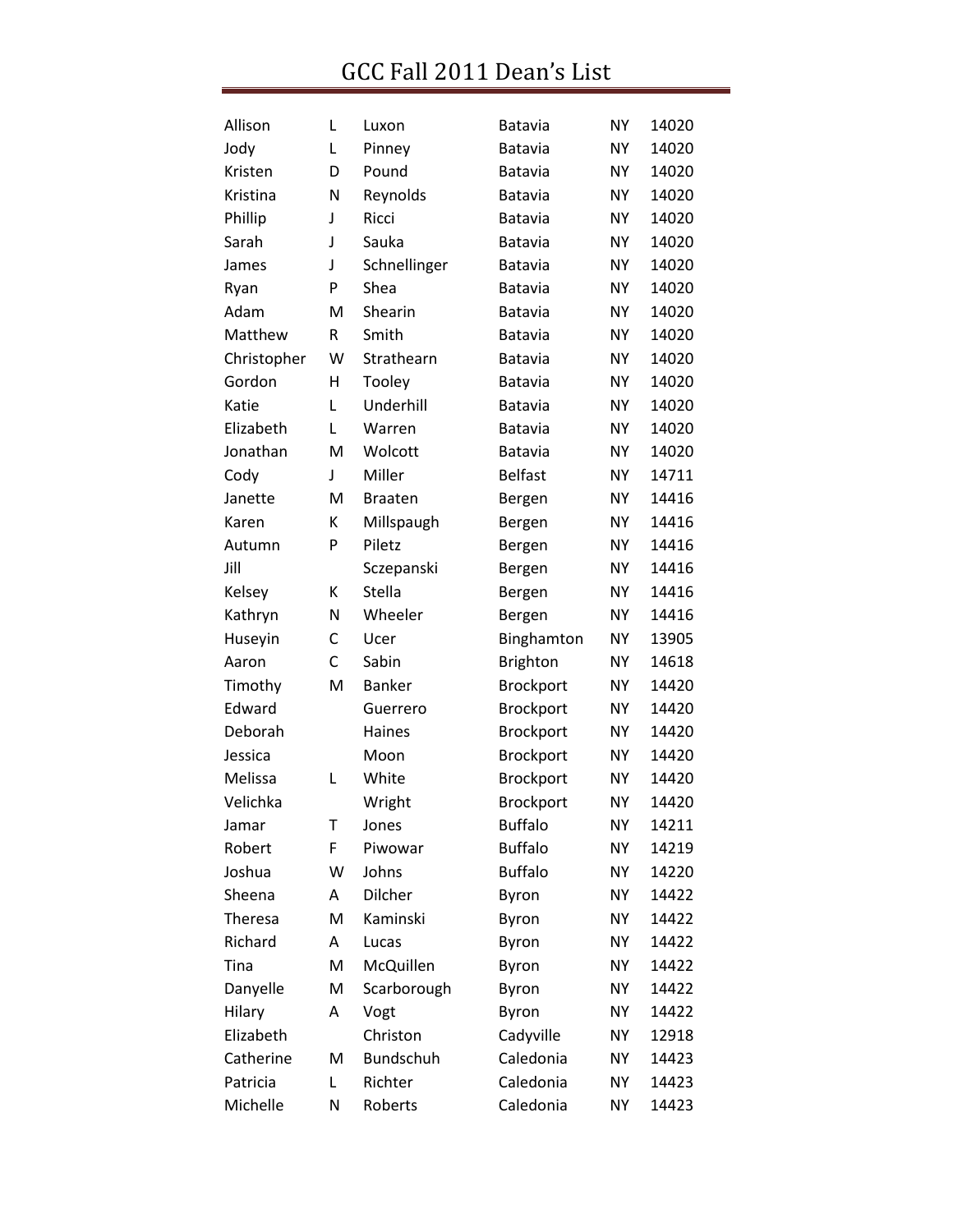# GCC Fall 2011 Dean's List

| | | | | | |
|---|---|---|---|---|---|
| Allison | L | Luxon | Batavia | NY | 14020 |
| Jody | L | Pinney | Batavia | NY | 14020 |
| Kristen | D | Pound | Batavia | NY | 14020 |
| Kristina | N | Reynolds | Batavia | NY | 14020 |
| Phillip | J | Ricci | Batavia | NY | 14020 |
| Sarah | J | Sauka | Batavia | NY | 14020 |
| James | J | Schnellinger | Batavia | NY | 14020 |
| Ryan | P | Shea | Batavia | NY | 14020 |
| Adam | M | Shearin | Batavia | NY | 14020 |
| Matthew | R | Smith | Batavia | NY | 14020 |
| Christopher | W | Strathearn | Batavia | NY | 14020 |
| Gordon | H | Tooley | Batavia | NY | 14020 |
| Katie | L | Underhill | Batavia | NY | 14020 |
| Elizabeth | L | Warren | Batavia | NY | 14020 |
| Jonathan | M | Wolcott | Batavia | NY | 14020 |
| Cody | J | Miller | Belfast | NY | 14711 |
| Janette | M | Braaten | Bergen | NY | 14416 |
| Karen | K | Millspaugh | Bergen | NY | 14416 |
| Autumn | P | Piletz | Bergen | NY | 14416 |
| Jill | | Sczepanski | Bergen | NY | 14416 |
| Kelsey | K | Stella | Bergen | NY | 14416 |
| Kathryn | N | Wheeler | Bergen | NY | 14416 |
| Huseyin | C | Ucer | Binghamton | NY | 13905 |
| Aaron | C | Sabin | Brighton | NY | 14618 |
| Timothy | M | Banker | Brockport | NY | 14420 |
| Edward | | Guerrero | Brockport | NY | 14420 |
| Deborah | | Haines | Brockport | NY | 14420 |
| Jessica | | Moon | Brockport | NY | 14420 |
| Melissa | L | White | Brockport | NY | 14420 |
| Velichka | | Wright | Brockport | NY | 14420 |
| Jamar | T | Jones | Buffalo | NY | 14211 |
| Robert | F | Piwowar | Buffalo | NY | 14219 |
| Joshua | W | Johns | Buffalo | NY | 14220 |
| Sheena | A | Dilcher | Byron | NY | 14422 |
| Theresa | M | Kaminski | Byron | NY | 14422 |
| Richard | A | Lucas | Byron | NY | 14422 |
| Tina | M | McQuillen | Byron | NY | 14422 |
| Danyelle | M | Scarborough | Byron | NY | 14422 |
| Hilary | A | Vogt | Byron | NY | 14422 |
| Elizabeth | | Christon | Cadyville | NY | 12918 |
| Catherine | M | Bundschuh | Caledonia | NY | 14423 |
| Patricia | L | Richter | Caledonia | NY | 14423 |
| Michelle | N | Roberts | Caledonia | NY | 14423 |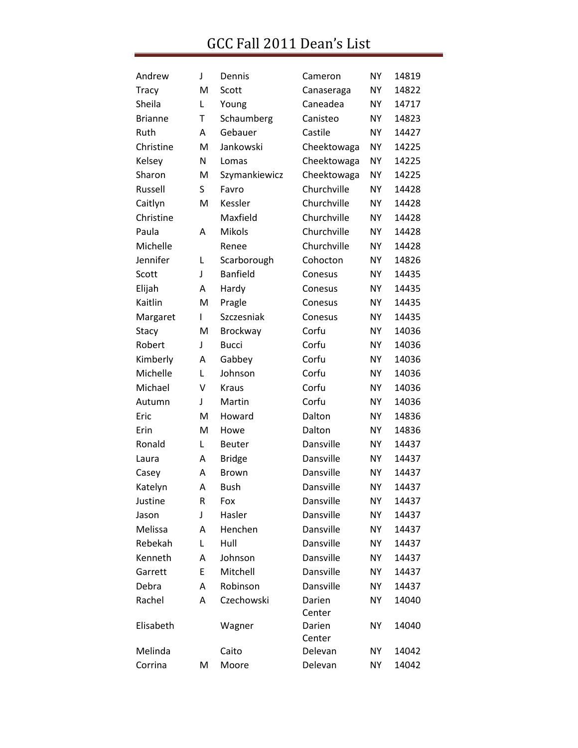# GCC Fall 2011 Dean's List

| | | | | | |
|---|---|---|---|---|---|
| Andrew | J | Dennis | Cameron | NY | 14819 |
| Tracy | M | Scott | Canaseraga | NY | 14822 |
| Sheila | L | Young | Caneadea | NY | 14717 |
| Brianne | T | Schaumberg | Canisteo | NY | 14823 |
| Ruth | A | Gebauer | Castile | NY | 14427 |
| Christine | M | Jankowski | Cheektowaga | NY | 14225 |
| Kelsey | N | Lomas | Cheektowaga | NY | 14225 |
| Sharon | M | Szymankiewicz | Cheektowaga | NY | 14225 |
| Russell | S | Favro | Churchville | NY | 14428 |
| Caitlyn | M | Kessler | Churchville | NY | 14428 |
| Christine | | Maxfield | Churchville | NY | 14428 |
| Paula | A | Mikols | Churchville | NY | 14428 |
| Michelle | | Renee | Churchville | NY | 14428 |
| Jennifer | L | Scarborough | Cohocton | NY | 14826 |
| Scott | J | Banfield | Conesus | NY | 14435 |
| Elijah | A | Hardy | Conesus | NY | 14435 |
| Kaitlin | M | Pragle | Conesus | NY | 14435 |
| Margaret | I | Szczesniak | Conesus | NY | 14435 |
| Stacy | M | Brockway | Corfu | NY | 14036 |
| Robert | J | Bucci | Corfu | NY | 14036 |
| Kimberly | A | Gabbey | Corfu | NY | 14036 |
| Michelle | L | Johnson | Corfu | NY | 14036 |
| Michael | V | Kraus | Corfu | NY | 14036 |
| Autumn | J | Martin | Corfu | NY | 14036 |
| Eric | M | Howard | Dalton | NY | 14836 |
| Erin | M | Howe | Dalton | NY | 14836 |
| Ronald | L | Beuter | Dansville | NY | 14437 |
| Laura | A | Bridge | Dansville | NY | 14437 |
| Casey | A | Brown | Dansville | NY | 14437 |
| Katelyn | A | Bush | Dansville | NY | 14437 |
| Justine | R | Fox | Dansville | NY | 14437 |
| Jason | J | Hasler | Dansville | NY | 14437 |
| Melissa | A | Henchen | Dansville | NY | 14437 |
| Rebekah | L | Hull | Dansville | NY | 14437 |
| Kenneth | A | Johnson | Dansville | NY | 14437 |
| Garrett | E | Mitchell | Dansville | NY | 14437 |
| Debra | A | Robinson | Dansville | NY | 14437 |
| Rachel | A | Czechowski | Darien Center | NY | 14040 |
| Elisabeth | | Wagner | Darien Center | NY | 14040 |
| Melinda | | Caito | Delevan | NY | 14042 |
| Corrina | M | Moore | Delevan | NY | 14042 |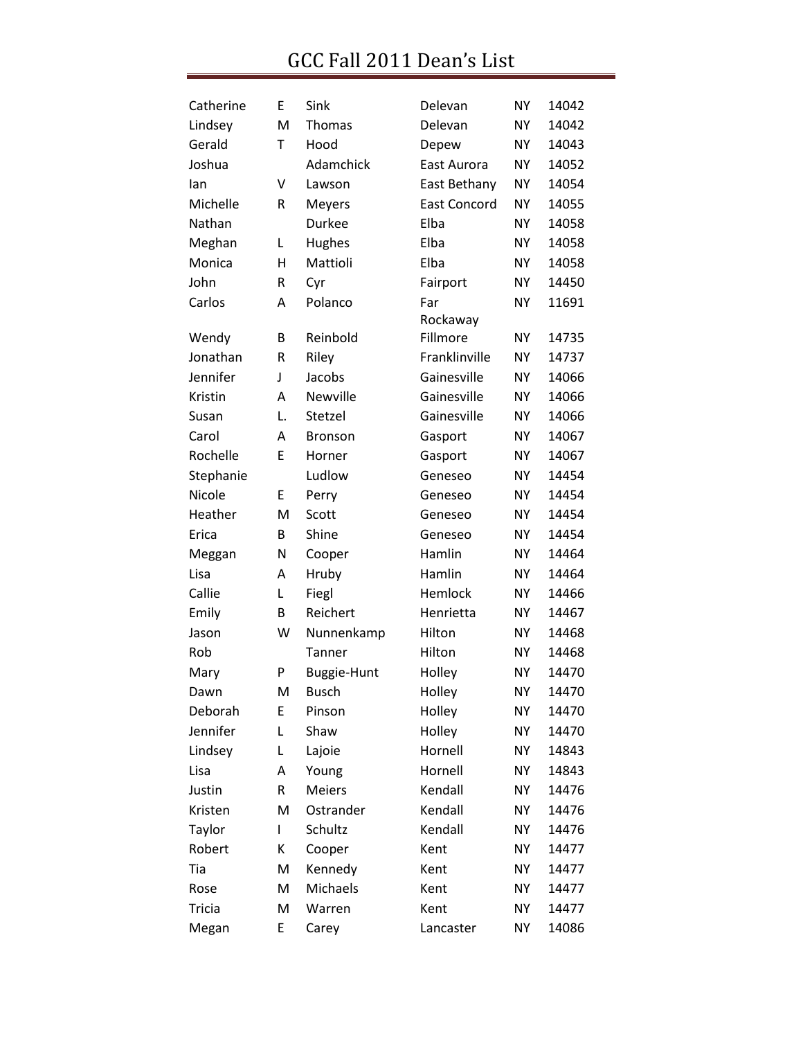# GCC Fall 2011 Dean's List

| | | | | | |
|---|---|---|---|---|---|
| Catherine | E | Sink | Delevan | NY | 14042 |
| Lindsey | M | Thomas | Delevan | NY | 14042 |
| Gerald | T | Hood | Depew | NY | 14043 |
| Joshua | | Adamchick | East Aurora | NY | 14052 |
| Ian | V | Lawson | East Bethany | NY | 14054 |
| Michelle | R | Meyers | East Concord | NY | 14055 |
| Nathan | | Durkee | Elba | NY | 14058 |
| Meghan | L | Hughes | Elba | NY | 14058 |
| Monica | H | Mattioli | Elba | NY | 14058 |
| John | R | Cyr | Fairport | NY | 14450 |
| Carlos | A | Polanco | Far Rockaway | NY | 11691 |
| Wendy | B | Reinbold | Fillmore | NY | 14735 |
| Jonathan | R | Riley | Franklinville | NY | 14737 |
| Jennifer | J | Jacobs | Gainesville | NY | 14066 |
| Kristin | A | Newville | Gainesville | NY | 14066 |
| Susan | L. | Stetzel | Gainesville | NY | 14066 |
| Carol | A | Bronson | Gasport | NY | 14067 |
| Rochelle | E | Horner | Gasport | NY | 14067 |
| Stephanie | | Ludlow | Geneseo | NY | 14454 |
| Nicole | E | Perry | Geneseo | NY | 14454 |
| Heather | M | Scott | Geneseo | NY | 14454 |
| Erica | B | Shine | Geneseo | NY | 14454 |
| Meggan | N | Cooper | Hamlin | NY | 14464 |
| Lisa | A | Hruby | Hamlin | NY | 14464 |
| Callie | L | Fiegl | Hemlock | NY | 14466 |
| Emily | B | Reichert | Henrietta | NY | 14467 |
| Jason | W | Nunnenkamp | Hilton | NY | 14468 |
| Rob | | Tanner | Hilton | NY | 14468 |
| Mary | P | Buggie-Hunt | Holley | NY | 14470 |
| Dawn | M | Busch | Holley | NY | 14470 |
| Deborah | E | Pinson | Holley | NY | 14470 |
| Jennifer | L | Shaw | Holley | NY | 14470 |
| Lindsey | L | Lajoie | Hornell | NY | 14843 |
| Lisa | A | Young | Hornell | NY | 14843 |
| Justin | R | Meiers | Kendall | NY | 14476 |
| Kristen | M | Ostrander | Kendall | NY | 14476 |
| Taylor | I | Schultz | Kendall | NY | 14476 |
| Robert | K | Cooper | Kent | NY | 14477 |
| Tia | M | Kennedy | Kent | NY | 14477 |
| Rose | M | Michaels | Kent | NY | 14477 |
| Tricia | M | Warren | Kent | NY | 14477 |
| Megan | E | Carey | Lancaster | NY | 14086 |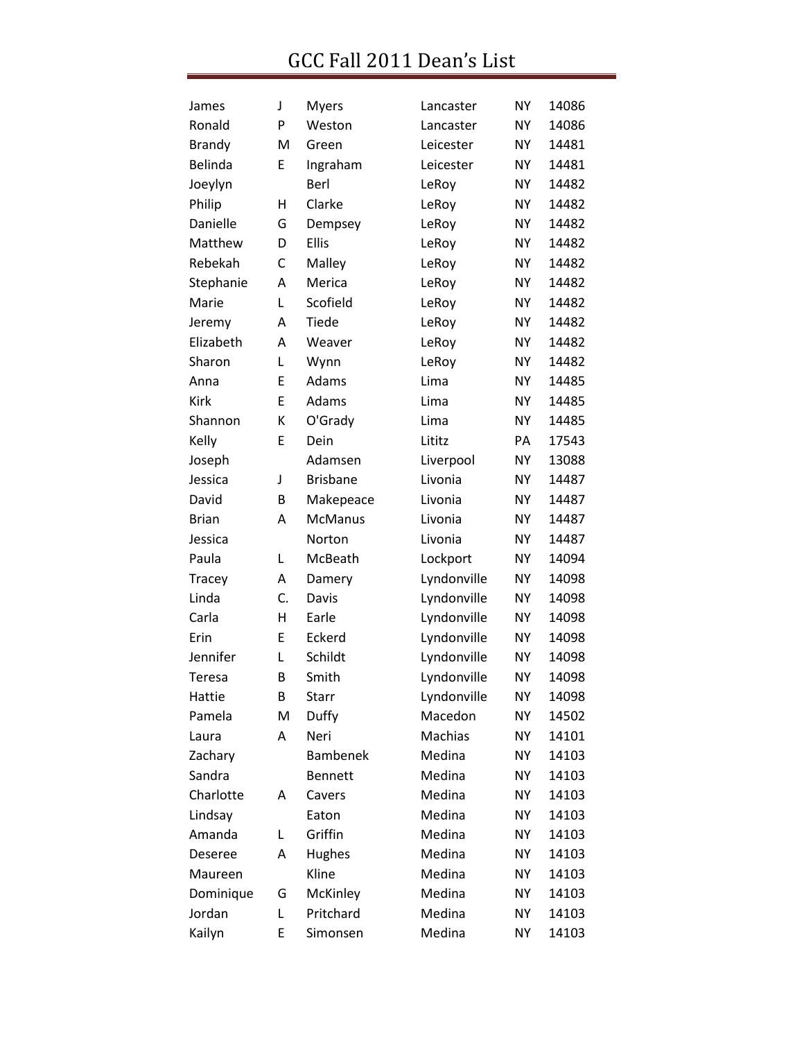# GCC Fall 2011 Dean's List

| | | | | | |
|---|---|---|---|---|---|
| James | J | Myers | Lancaster | NY | 14086 |
| Ronald | P | Weston | Lancaster | NY | 14086 |
| Brandy | M | Green | Leicester | NY | 14481 |
| Belinda | E | Ingraham | Leicester | NY | 14481 |
| Joeylyn | | Berl | LeRoy | NY | 14482 |
| Philip | H | Clarke | LeRoy | NY | 14482 |
| Danielle | G | Dempsey | LeRoy | NY | 14482 |
| Matthew | D | Ellis | LeRoy | NY | 14482 |
| Rebekah | C | Malley | LeRoy | NY | 14482 |
| Stephanie | A | Merica | LeRoy | NY | 14482 |
| Marie | L | Scofield | LeRoy | NY | 14482 |
| Jeremy | A | Tiede | LeRoy | NY | 14482 |
| Elizabeth | A | Weaver | LeRoy | NY | 14482 |
| Sharon | L | Wynn | LeRoy | NY | 14482 |
| Anna | E | Adams | Lima | NY | 14485 |
| Kirk | E | Adams | Lima | NY | 14485 |
| Shannon | K | O'Grady | Lima | NY | 14485 |
| Kelly | E | Dein | Lititz | PA | 17543 |
| Joseph | | Adamsen | Liverpool | NY | 13088 |
| Jessica | J | Brisbane | Livonia | NY | 14487 |
| David | B | Makepeace | Livonia | NY | 14487 |
| Brian | A | McManus | Livonia | NY | 14487 |
| Jessica | | Norton | Livonia | NY | 14487 |
| Paula | L | McBeath | Lockport | NY | 14094 |
| Tracey | A | Damery | Lyndonville | NY | 14098 |
| Linda | C. | Davis | Lyndonville | NY | 14098 |
| Carla | H | Earle | Lyndonville | NY | 14098 |
| Erin | E | Eckerd | Lyndonville | NY | 14098 |
| Jennifer | L | Schildt | Lyndonville | NY | 14098 |
| Teresa | B | Smith | Lyndonville | NY | 14098 |
| Hattie | B | Starr | Lyndonville | NY | 14098 |
| Pamela | M | Duffy | Macedon | NY | 14502 |
| Laura | A | Neri | Machias | NY | 14101 |
| Zachary | | Bambenek | Medina | NY | 14103 |
| Sandra | | Bennett | Medina | NY | 14103 |
| Charlotte | A | Cavers | Medina | NY | 14103 |
| Lindsay | | Eaton | Medina | NY | 14103 |
| Amanda | L | Griffin | Medina | NY | 14103 |
| Deseree | A | Hughes | Medina | NY | 14103 |
| Maureen | | Kline | Medina | NY | 14103 |
| Dominique | G | McKinley | Medina | NY | 14103 |
| Jordan | L | Pritchard | Medina | NY | 14103 |
| Kailyn | E | Simonsen | Medina | NY | 14103 |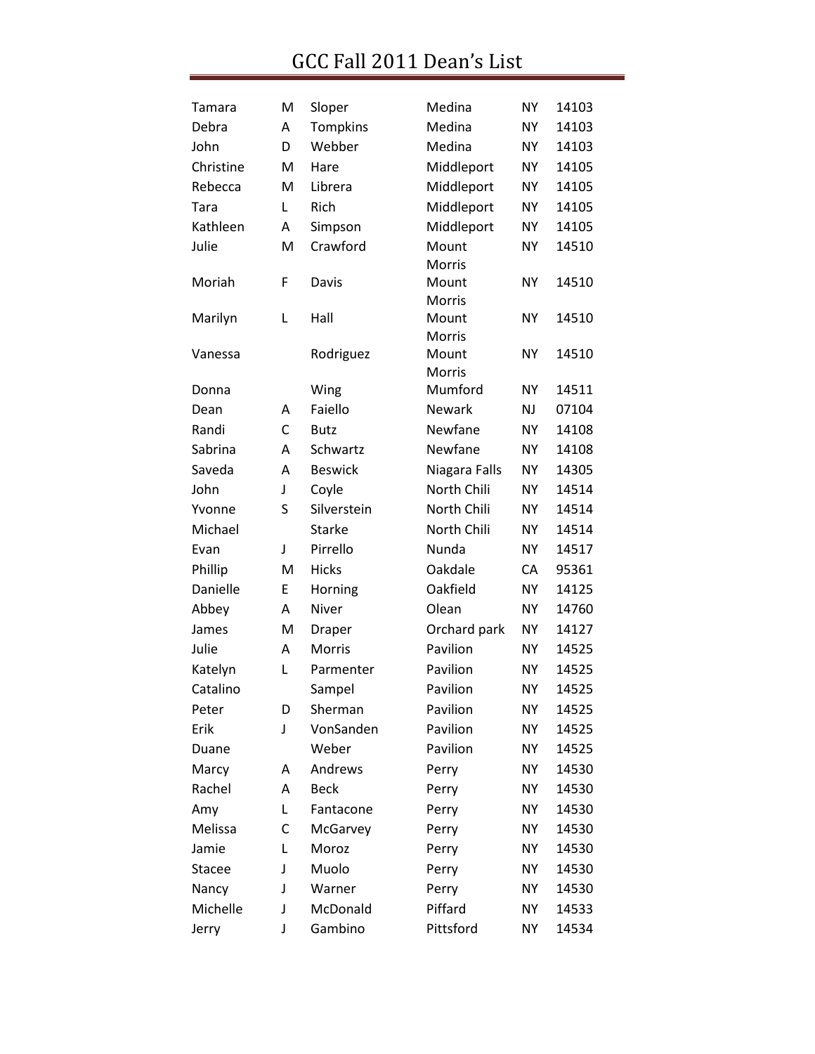# GCC Fall 2011 Dean's List

| | | | | | |
|---|---|---|---|---|---|
| Tamara | M | Sloper | Medina | NY | 14103 |
| Debra | A | Tompkins | Medina | NY | 14103 |
| John | D | Webber | Medina | NY | 14103 |
| Christine | M | Hare | Middleport | NY | 14105 |
| Rebecca | M | Librera | Middleport | NY | 14105 |
| Tara | L | Rich | Middleport | NY | 14105 |
| Kathleen | A | Simpson | Middleport | NY | 14105 |
| Julie | M | Crawford | Mount Morris | NY | 14510 |
| Moriah | F | Davis | Mount Morris | NY | 14510 |
| Marilyn | L | Hall | Mount Morris | NY | 14510 |
| Vanessa | | Rodriguez | Mount Morris | NY | 14510 |
| Donna | | Wing | Mumford | NY | 14511 |
| Dean | A | Faiello | Newark | NJ | 07104 |
| Randi | C | Butz | Newfane | NY | 14108 |
| Sabrina | A | Schwartz | Newfane | NY | 14108 |
| Saveda | A | Beswick | Niagara Falls | NY | 14305 |
| John | J | Coyle | North Chili | NY | 14514 |
| Yvonne | S | Silverstein | North Chili | NY | 14514 |
| Michael | | Starke | North Chili | NY | 14514 |
| Evan | J | Pirrello | Nunda | NY | 14517 |
| Phillip | M | Hicks | Oakdale | CA | 95361 |
| Danielle | E | Horning | Oakfield | NY | 14125 |
| Abbey | A | Niver | Olean | NY | 14760 |
| James | M | Draper | Orchard park | NY | 14127 |
| Julie | A | Morris | Pavilion | NY | 14525 |
| Katelyn | L | Parmenter | Pavilion | NY | 14525 |
| Catalino | | Sampel | Pavilion | NY | 14525 |
| Peter | D | Sherman | Pavilion | NY | 14525 |
| Erik | J | VonSanden | Pavilion | NY | 14525 |
| Duane | | Weber | Pavilion | NY | 14525 |
| Marcy | A | Andrews | Perry | NY | 14530 |
| Rachel | A | Beck | Perry | NY | 14530 |
| Amy | L | Fantacone | Perry | NY | 14530 |
| Melissa | C | McGarvey | Perry | NY | 14530 |
| Jamie | L | Moroz | Perry | NY | 14530 |
| Stacee | J | Muolo | Perry | NY | 14530 |
| Nancy | J | Warner | Perry | NY | 14530 |
| Michelle | J | McDonald | Piffard | NY | 14533 |
| Jerry | J | Gambino | Pittsford | NY | 14534 |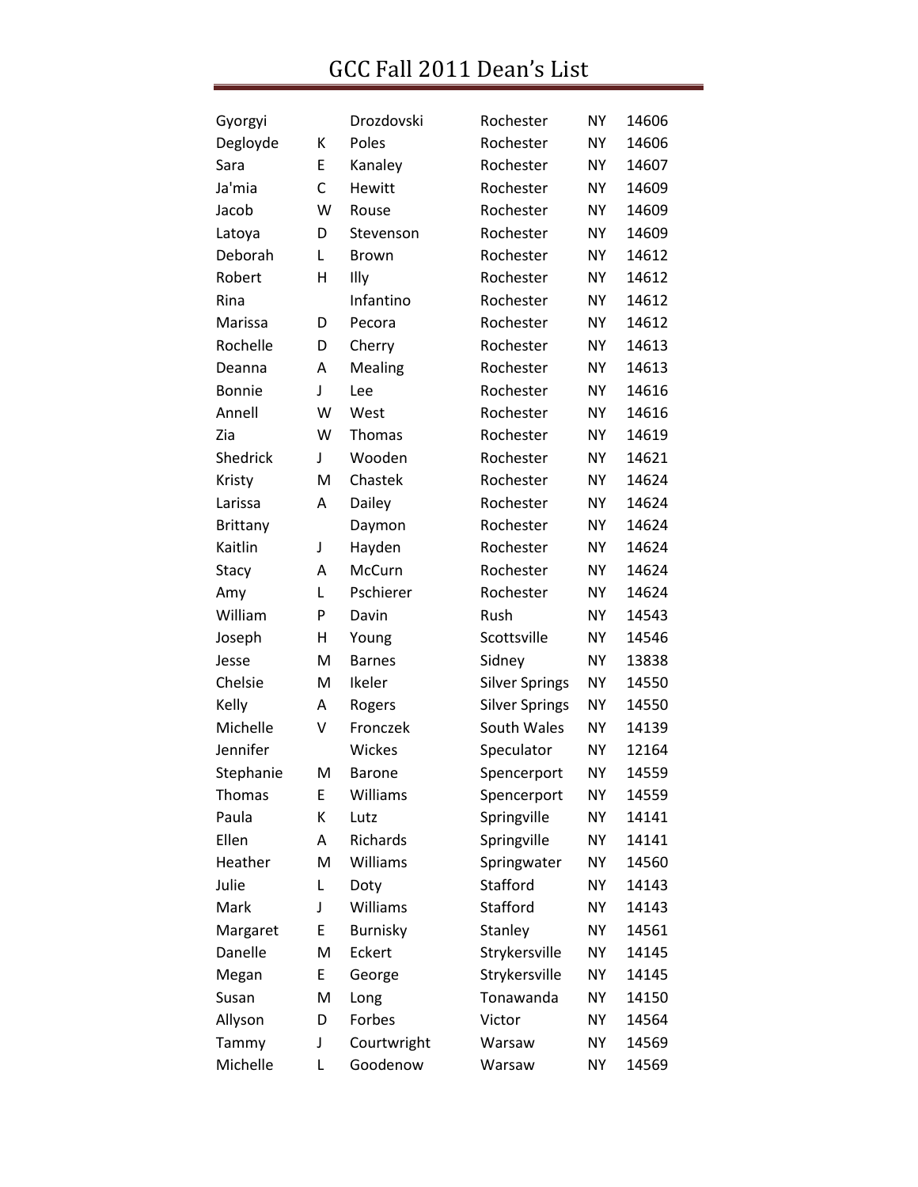# GCC Fall 2011 Dean's List

| | | | | | |
|---|---|---|---|---|---|
| Gyorgyi | | Drozdovski | Rochester | NY | 14606 |
| Degloyde | K | Poles | Rochester | NY | 14606 |
| Sara | E | Kanaley | Rochester | NY | 14607 |
| Ja'mia | C | Hewitt | Rochester | NY | 14609 |
| Jacob | W | Rouse | Rochester | NY | 14609 |
| Latoya | D | Stevenson | Rochester | NY | 14609 |
| Deborah | L | Brown | Rochester | NY | 14612 |
| Robert | H | Illy | Rochester | NY | 14612 |
| Rina | | Infantino | Rochester | NY | 14612 |
| Marissa | D | Pecora | Rochester | NY | 14612 |
| Rochelle | D | Cherry | Rochester | NY | 14613 |
| Deanna | A | Mealing | Rochester | NY | 14613 |
| Bonnie | J | Lee | Rochester | NY | 14616 |
| Annell | W | West | Rochester | NY | 14616 |
| Zia | W | Thomas | Rochester | NY | 14619 |
| Shedrick | J | Wooden | Rochester | NY | 14621 |
| Kristy | M | Chastek | Rochester | NY | 14624 |
| Larissa | A | Dailey | Rochester | NY | 14624 |
| Brittany | | Daymon | Rochester | NY | 14624 |
| Kaitlin | J | Hayden | Rochester | NY | 14624 |
| Stacy | A | McCurn | Rochester | NY | 14624 |
| Amy | L | Pschierer | Rochester | NY | 14624 |
| William | P | Davin | Rush | NY | 14543 |
| Joseph | H | Young | Scottsville | NY | 14546 |
| Jesse | M | Barnes | Sidney | NY | 13838 |
| Chelsie | M | Ikeler | Silver Springs | NY | 14550 |
| Kelly | A | Rogers | Silver Springs | NY | 14550 |
| Michelle | V | Fronczek | South Wales | NY | 14139 |
| Jennifer | | Wickes | Speculator | NY | 12164 |
| Stephanie | M | Barone | Spencerport | NY | 14559 |
| Thomas | E | Williams | Spencerport | NY | 14559 |
| Paula | K | Lutz | Springville | NY | 14141 |
| Ellen | A | Richards | Springville | NY | 14141 |
| Heather | M | Williams | Springwater | NY | 14560 |
| Julie | L | Doty | Stafford | NY | 14143 |
| Mark | J | Williams | Stafford | NY | 14143 |
| Margaret | E | Burnisky | Stanley | NY | 14561 |
| Danelle | M | Eckert | Strykersville | NY | 14145 |
| Megan | E | George | Strykersville | NY | 14145 |
| Susan | M | Long | Tonawanda | NY | 14150 |
| Allyson | D | Forbes | Victor | NY | 14564 |
| Tammy | J | Courtwright | Warsaw | NY | 14569 |
| Michelle | L | Goodenow | Warsaw | NY | 14569 |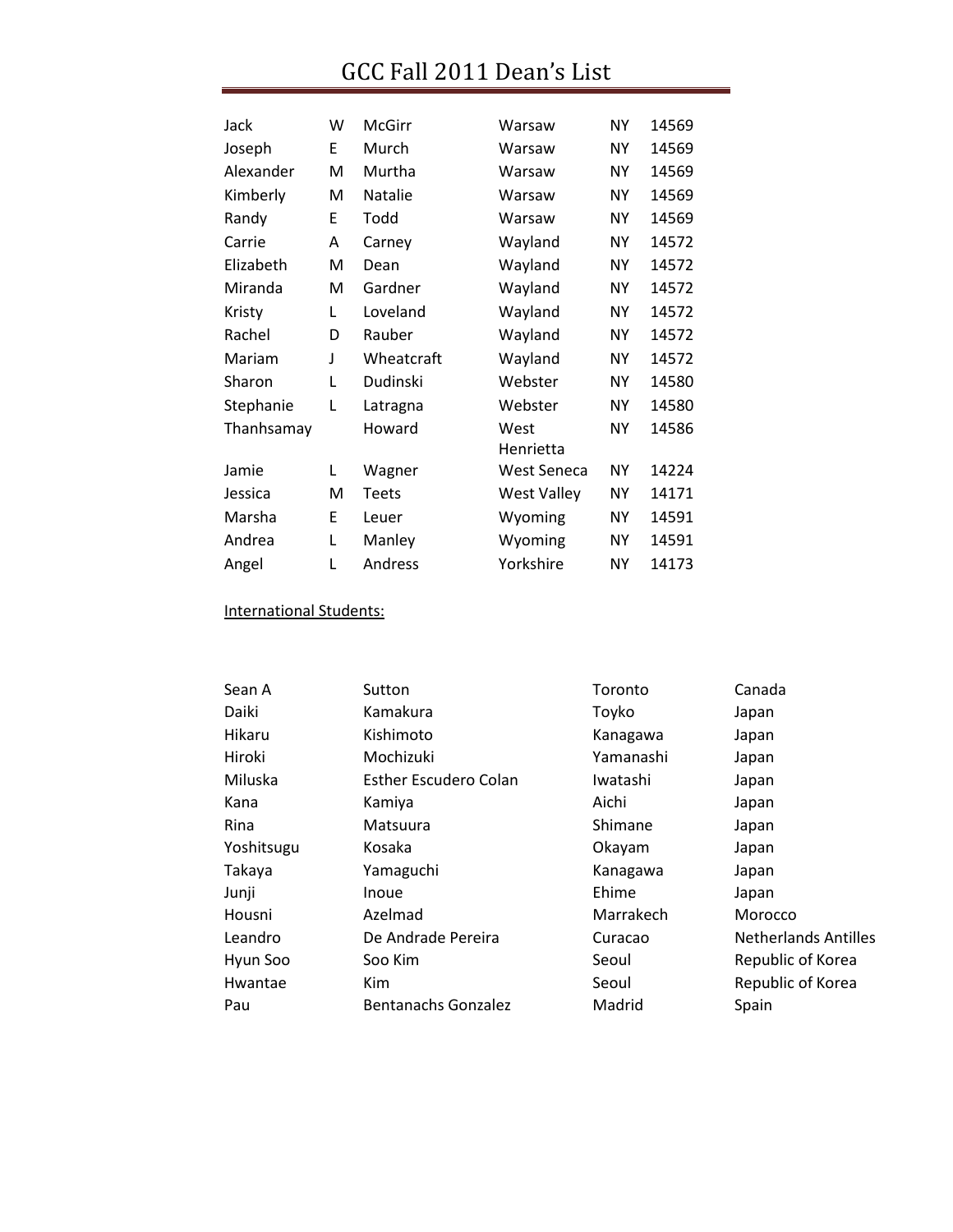# GCC Fall 2011 Dean's List

| | | | | | |
|---|---|---|---|---|---|
| Jack | W | McGirr | Warsaw | NY | 14569 |
| Joseph | E | Murch | Warsaw | NY | 14569 |
| Alexander | M | Murtha | Warsaw | NY | 14569 |
| Kimberly | M | Natalie | Warsaw | NY | 14569 |
| Randy | E | Todd | Warsaw | NY | 14569 |
| Carrie | A | Carney | Wayland | NY | 14572 |
| Elizabeth | M | Dean | Wayland | NY | 14572 |
| Miranda | M | Gardner | Wayland | NY | 14572 |
| Kristy | L | Loveland | Wayland | NY | 14572 |
| Rachel | D | Rauber | Wayland | NY | 14572 |
| Mariam | J | Wheatcraft | Wayland | NY | 14572 |
| Sharon | L | Dudinski | Webster | NY | 14580 |
| Stephanie | L | Latragna | Webster | NY | 14580 |
| Thanhsamay | | Howard | West Henrietta | NY | 14586 |
| Jamie | L | Wagner | West Seneca | NY | 14224 |
| Jessica | M | Teets | West Valley | NY | 14171 |
| Marsha | E | Leuer | Wyoming | NY | 14591 |
| Andrea | L | Manley | Wyoming | NY | 14591 |
| Angel | L | Andress | Yorkshire | NY | 14173 |

International Students:

| | | | |
|---|---|---|---|
| Sean A | Sutton | Toronto | Canada |
| Daiki | Kamakura | Toyko | Japan |
| Hikaru | Kishimoto | Kanagawa | Japan |
| Hiroki | Mochizuki | Yamanashi | Japan |
| Miluska | Esther Escudero Colan | Iwatashi | Japan |
| Kana | Kamiya | Aichi | Japan |
| Rina | Matsuura | Shimane | Japan |
| Yoshitsugu | Kosaka | Okayam | Japan |
| Takaya | Yamaguchi | Kanagawa | Japan |
| Junji | Inoue | Ehime | Japan |
| Housni | Azelmad | Marrakech | Morocco |
| Leandro | De Andrade Pereira | Curacao | Netherlands Antilles |
| Hyun Soo | Soo Kim | Seoul | Republic of Korea |
| Hwantae | Kim | Seoul | Republic of Korea |
| Pau | Bentanachs Gonzalez | Madrid | Spain |